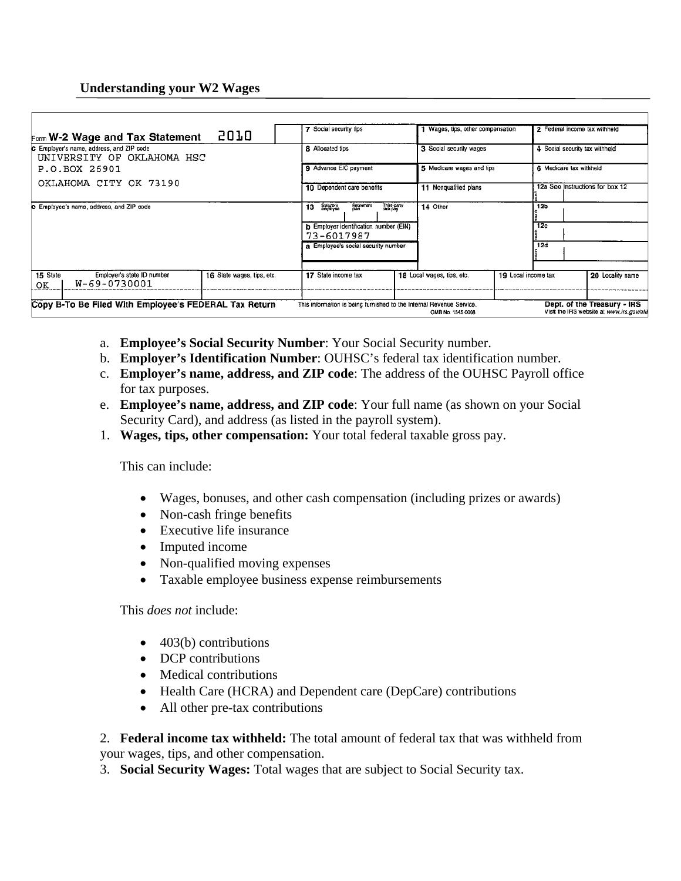**Understanding your W2 Wages**

| Form **W-2 Wage and Tax Statement** 2010 | | 7 Social security tips | 1 Wages, tips, other compensation | 2 Federal income tax withheld |
|---|---|---|---|---|
| c Employer's name, address, and ZIP code<br>UNIVERSITY OF OKLAHOMA HSC<br>P.O.BOX 26901<br>OKLAHOMA CITY OK 73190 | | 8 Allocated tips | 3 Social security wages | 4 Social security tax withheld |
| | | 9 Advance EIC payment | 5 Medicare wages and tips | 6 Medicare tax withheld |
| | | 10 Dependent care benefits | 11 Nonqualified plans | 12a See instructions for box 12 |
| e Employee's name, address, and ZIP code | | 13 Statutory employee / Retirement plan / Third-party sick pay | 14 Other | 12b |
| | | b Employer identification number (EIN)<br>73-6017987 | | 12c |
| | | a Employee's social security number | | 12d |
| 15 State / Employer's state ID number<br>OK W-69-0730001 | 16 State wages, tips, etc. | 17 State income tax | 18 Local wages, tips, etc. / 19 Local income tax | 20 Locality name |

Copy B-To Be Filed With Employee's FEDERAL Tax Return — This information is being furnished to the Internal Revenue Service. OMB No. 1545-0008 — Dept. of the Treasury - IRS. Visit the IRS website at www.irs.gov/efil

a. **Employee's Social Security Number**: Your Social Security number.
b. **Employer's Identification Number**: OUHSC's federal tax identification number.
c. **Employer's name, address, and ZIP code**: The address of the OUHSC Payroll office for tax purposes.
e. **Employee's name, address, and ZIP code**: Your full name (as shown on your Social Security Card), and address (as listed in the payroll system).
1. **Wages, tips, other compensation:** Your total federal taxable gross pay.

   This can include:

   - Wages, bonuses, and other cash compensation (including prizes or awards)
   - Non-cash fringe benefits
   - Executive life insurance
   - Imputed income
   - Non-qualified moving expenses
   - Taxable employee business expense reimbursements

   This *does not* include:

   - 403(b) contributions
   - DCP contributions
   - Medical contributions
   - Health Care (HCRA) and Dependent care (DepCare) contributions
   - All other pre-tax contributions

2. **Federal income tax withheld:** The total amount of federal tax that was withheld from your wages, tips, and other compensation.
3. **Social Security Wages:** Total wages that are subject to Social Security tax.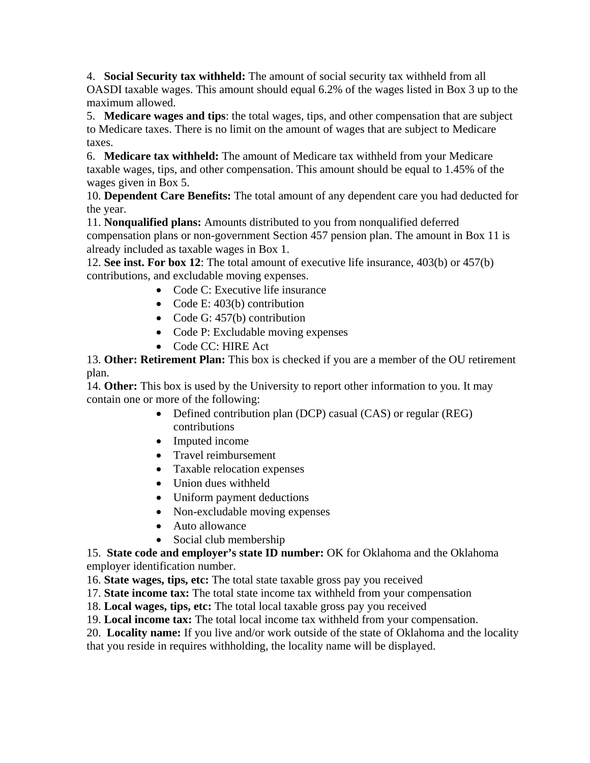4. **Social Security tax withheld:** The amount of social security tax withheld from all OASDI taxable wages. This amount should equal 6.2% of the wages listed in Box 3 up to the maximum allowed.

5. **Medicare wages and tips**: the total wages, tips, and other compensation that are subject to Medicare taxes. There is no limit on the amount of wages that are subject to Medicare taxes.

6. **Medicare tax withheld:** The amount of Medicare tax withheld from your Medicare taxable wages, tips, and other compensation. This amount should be equal to 1.45% of the wages given in Box 5.

10. **Dependent Care Benefits:** The total amount of any dependent care you had deducted for the year.

11. **Nonqualified plans:** Amounts distributed to you from nonqualified deferred compensation plans or non-government Section 457 pension plan. The amount in Box 11 is already included as taxable wages in Box 1.

12. **See inst. For box 12**: The total amount of executive life insurance, 403(b) or 457(b) contributions, and excludable moving expenses.

- Code C: Executive life insurance
- Code E: 403(b) contribution
- Code G: 457(b) contribution
- Code P: Excludable moving expenses
- Code CC: HIRE Act

13. **Other: Retirement Plan:** This box is checked if you are a member of the OU retirement plan.

14. **Other:** This box is used by the University to report other information to you. It may contain one or more of the following:

- Defined contribution plan (DCP) casual (CAS) or regular (REG) contributions
- Imputed income
- Travel reimbursement
- Taxable relocation expenses
- Union dues withheld
- Uniform payment deductions
- Non-excludable moving expenses
- Auto allowance
- Social club membership

15. **State code and employer's state ID number:** OK for Oklahoma and the Oklahoma employer identification number.

16. **State wages, tips, etc:** The total state taxable gross pay you received

17. **State income tax:** The total state income tax withheld from your compensation

18. **Local wages, tips, etc:** The total local taxable gross pay you received

19. **Local income tax:** The total local income tax withheld from your compensation.

20. **Locality name:** If you live and/or work outside of the state of Oklahoma and the locality that you reside in requires withholding, the locality name will be displayed.